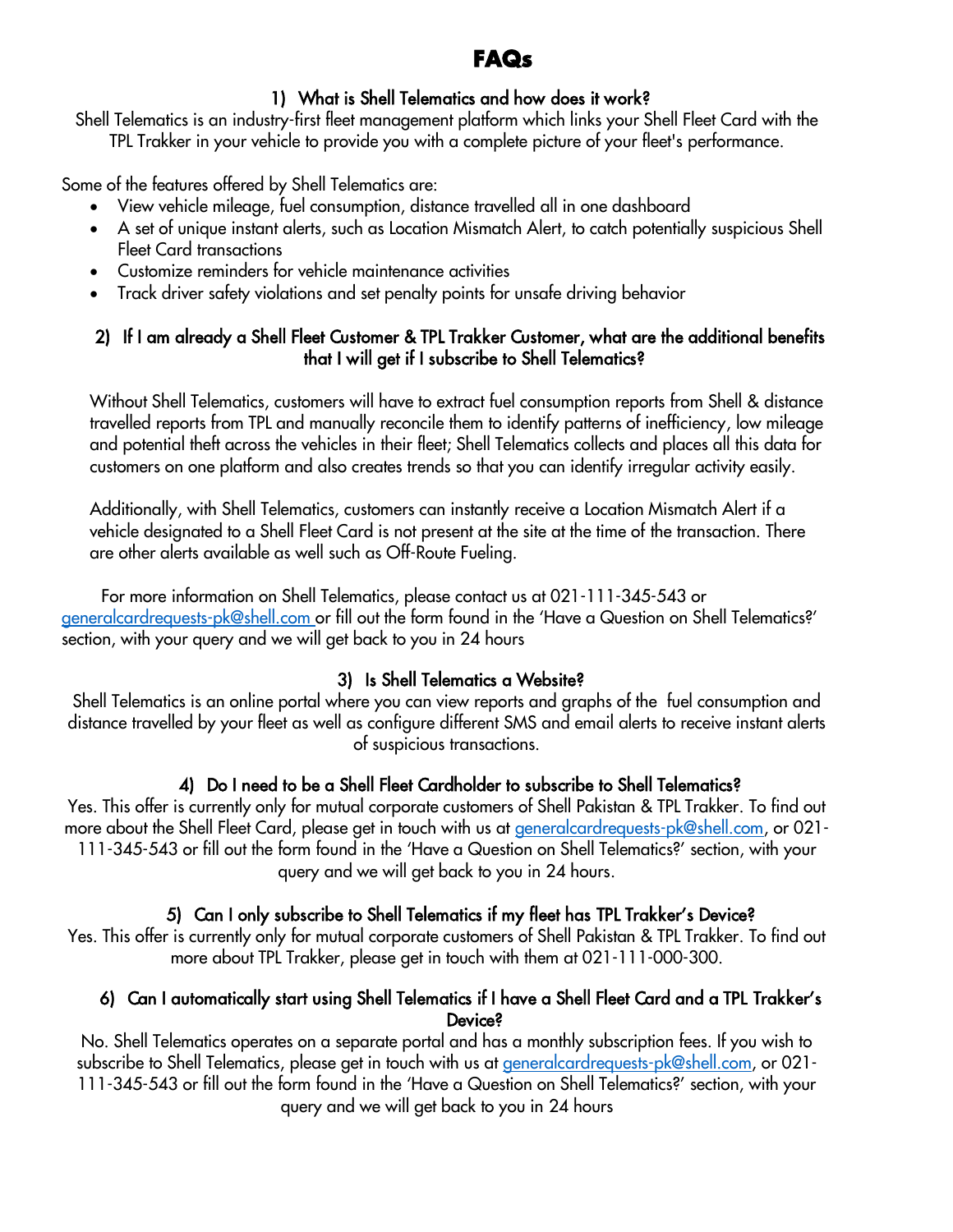# FAQs

### 1) What is Shell Telematics and how does it work?

Shell Telematics is an industry-first fleet management platform which links your Shell Fleet Card with the TPL Trakker in your vehicle to provide you with a complete picture of your fleet's performance.

Some of the features offered by Shell Telematics are:

- View vehicle mileage, fuel consumption, distance travelled all in one dashboard
- A set of unique instant alerts, such as Location Mismatch Alert, to catch potentially suspicious Shell Fleet Card transactions
- Customize reminders for vehicle maintenance activities
- Track driver safety violations and set penalty points for unsafe driving behavior

### 2) If I am already a Shell Fleet Customer & TPL Trakker Customer, what are the additional benefits that I will get if I subscribe to Shell Telematics?

Without Shell Telematics, customers will have to extract fuel consumption reports from Shell & distance travelled reports from TPL and manually reconcile them to identify patterns of inefficiency, low mileage and potential theft across the vehicles in their fleet; Shell Telematics collects and places all this data for customers on one platform and also creates trends so that you can identify irregular activity easily.

Additionally, with Shell Telematics, customers can instantly receive a Location Mismatch Alert if a vehicle designated to a Shell Fleet Card is not present at the site at the time of the transaction. There are other alerts available as well such as Off-Route Fueling.

For more information on Shell Telematics, please contact us at 021-111-345-543 or generalcardrequests-pk@shell.com or fill out the form found in the 'Have a Question on Shell Telematics?' section, with your query and we will get back to you in 24 hours

### 3) Is Shell Telematics a Website?

Shell Telematics is an online portal where you can view reports and graphs of the fuel consumption and distance travelled by your fleet as well as configure different SMS and email alerts to receive instant alerts of suspicious transactions.

### 4) Do I need to be a Shell Fleet Cardholder to subscribe to Shell Telematics?

Yes. This offer is currently only for mutual corporate customers of Shell Pakistan & TPL Trakker. To find out more about the Shell Fleet Card, please get in touch with us at generalcardrequests-pk@shell.com, or 021-111-345-543 or fill out the form found in the 'Have a Question on Shell Telematics?' section, with your query and we will get back to you in 24 hours.

### 5) Can I only subscribe to Shell Telematics if my fleet has TPL Trakker's Device?

Yes. This offer is currently only for mutual corporate customers of Shell Pakistan & TPL Trakker. To find out more about TPL Trakker, please get in touch with them at 021-111-000-300.

### 6) Can I automatically start using Shell Telematics if I have a Shell Fleet Card and a TPL Trakker's Device?

No. Shell Telematics operates on a separate portal and has a monthly subscription fees. If you wish to subscribe to Shell Telematics, please get in touch with us at generalcardrequests-pk@shell.com, or 021-111-345-543 or fill out the form found in the 'Have a Question on Shell Telematics?' section, with your query and we will get back to you in 24 hours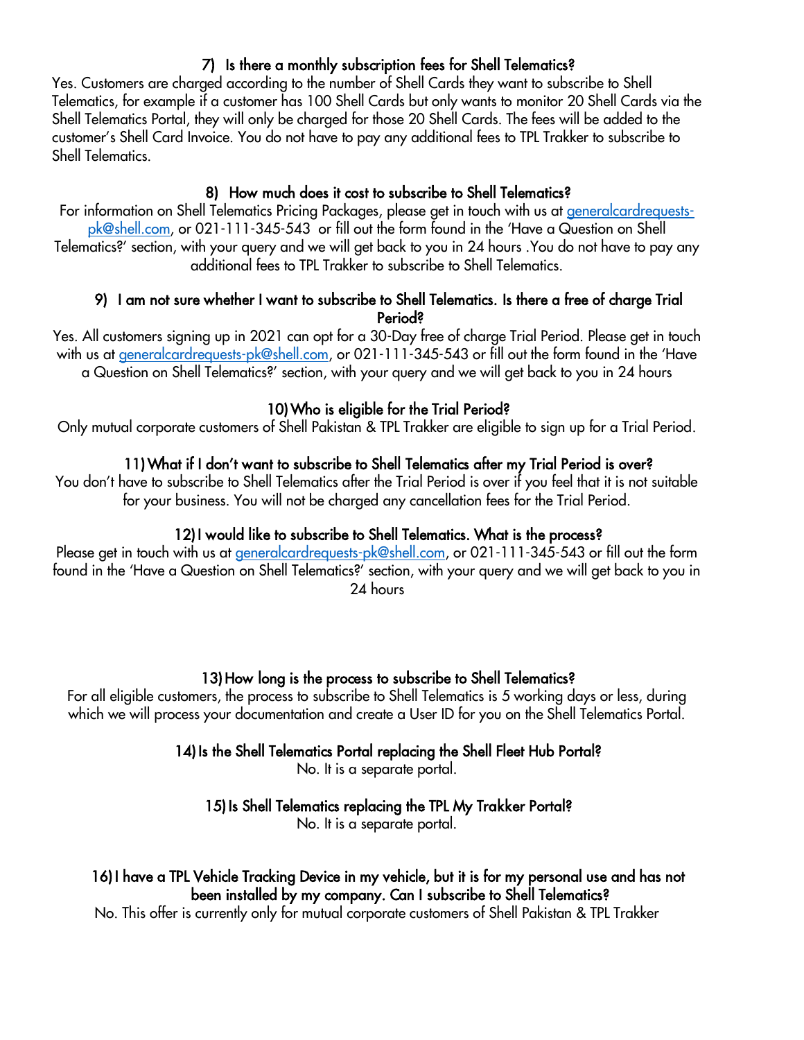### 7) Is there a monthly subscription fees for Shell Telematics?

Yes. Customers are charged according to the number of Shell Cards they want to subscribe to Shell Telematics, for example if a customer has 100 Shell Cards but only wants to monitor 20 Shell Cards via the Shell Telematics Portal, they will only be charged for those 20 Shell Cards. The fees will be added to the customer's Shell Card Invoice. You do not have to pay any additional fees to TPL Trakker to subscribe to Shell Telematics.

### 8) How much does it cost to subscribe to Shell Telematics?

For information on Shell Telematics Pricing Packages, please get in touch with us at generalcardrequests-pk@shell.com, or 021-111-345-543 or fill out the form found in the 'Have a Question on Shell Telematics?' section, with your query and we will get back to you in 24 hours .You do not have to pay any additional fees to TPL Trakker to subscribe to Shell Telematics.

### 9) I am not sure whether I want to subscribe to Shell Telematics. Is there a free of charge Trial Period?

Yes. All customers signing up in 2021 can opt for a 30-Day free of charge Trial Period. Please get in touch with us at generalcardrequests-pk@shell.com, or 021-111-345-543 or fill out the form found in the 'Have a Question on Shell Telematics?' section, with your query and we will get back to you in 24 hours

### 10) Who is eligible for the Trial Period?

Only mutual corporate customers of Shell Pakistan & TPL Trakker are eligible to sign up for a Trial Period.

### 11) What if I don't want to subscribe to Shell Telematics after my Trial Period is over?

You don't have to subscribe to Shell Telematics after the Trial Period is over if you feel that it is not suitable for your business. You will not be charged any cancellation fees for the Trial Period.

### 12) I would like to subscribe to Shell Telematics. What is the process?

Please get in touch with us at generalcardrequests-pk@shell.com, or 021-111-345-543 or fill out the form found in the 'Have a Question on Shell Telematics?' section, with your query and we will get back to you in 24 hours

### 13) How long is the process to subscribe to Shell Telematics?

For all eligible customers, the process to subscribe to Shell Telematics is 5 working days or less, during which we will process your documentation and create a User ID for you on the Shell Telematics Portal.

### 14) Is the Shell Telematics Portal replacing the Shell Fleet Hub Portal?

No. It is a separate portal.

### 15) Is Shell Telematics replacing the TPL My Trakker Portal?

No. It is a separate portal.

### 16) I have a TPL Vehicle Tracking Device in my vehicle, but it is for my personal use and has not been installed by my company. Can I subscribe to Shell Telematics?

No. This offer is currently only for mutual corporate customers of Shell Pakistan & TPL Trakker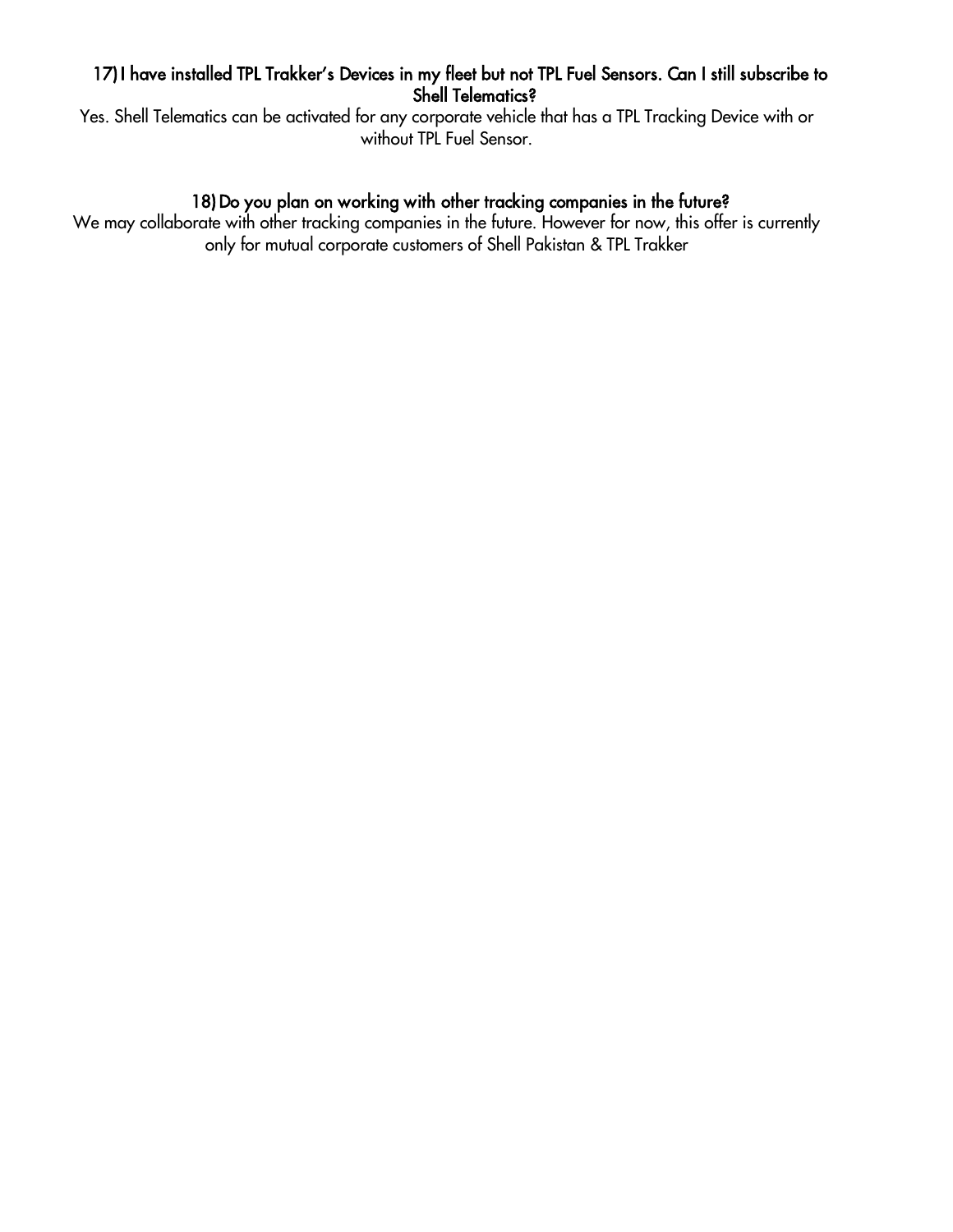### 17) I have installed TPL Trakker's Devices in my fleet but not TPL Fuel Sensors. Can I still subscribe to Shell Telematics?

Yes. Shell Telematics can be activated for any corporate vehicle that has a TPL Tracking Device with or without TPL Fuel Sensor.

### 18) Do you plan on working with other tracking companies in the future?

We may collaborate with other tracking companies in the future. However for now, this offer is currently only for mutual corporate customers of Shell Pakistan & TPL Trakker